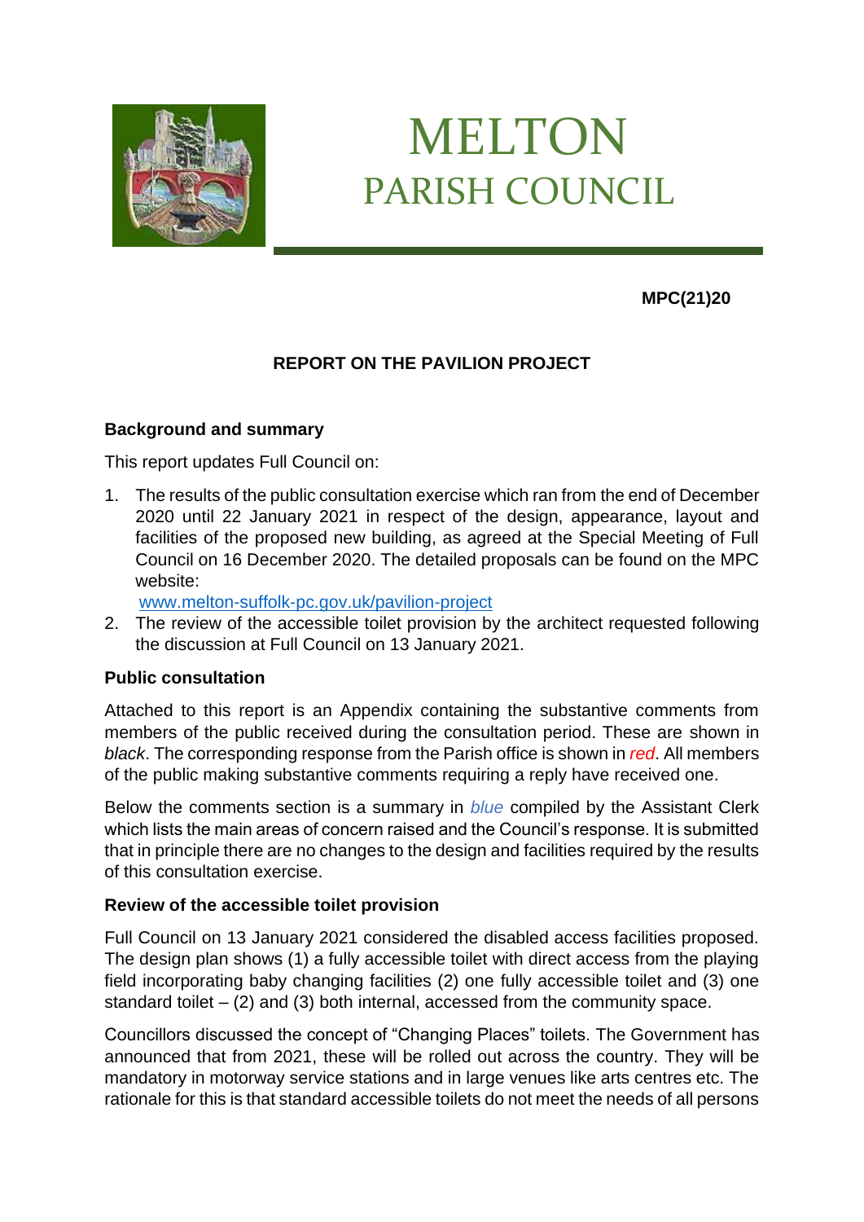# MELTON
## PARISH COUNCIL

**MPC(21)20**

**REPORT ON THE PAVILION PROJECT**

### Background and summary

This report updates Full Council on:

1. The results of the public consultation exercise which ran from the end of December 2020 until 22 January 2021 in respect of the design, appearance, layout and facilities of the proposed new building, as agreed at the Special Meeting of Full Council on 16 December 2020. The detailed proposals can be found on the MPC website:
   [www.melton-suffolk-pc.gov.uk/pavilion-project](www.melton-suffolk-pc.gov.uk/pavilion-project)
2. The review of the accessible toilet provision by the architect requested following the discussion at Full Council on 13 January 2021.

### Public consultation

Attached to this report is an Appendix containing the substantive comments from members of the public received during the consultation period. These are shown in *black*. The corresponding response from the Parish office is shown in *red*. All members of the public making substantive comments requiring a reply have received one.

Below the comments section is a summary in *blue* compiled by the Assistant Clerk which lists the main areas of concern raised and the Council's response. It is submitted that in principle there are no changes to the design and facilities required by the results of this consultation exercise.

### Review of the accessible toilet provision

Full Council on 13 January 2021 considered the disabled access facilities proposed. The design plan shows (1) a fully accessible toilet with direct access from the playing field incorporating baby changing facilities (2) one fully accessible toilet and (3) one standard toilet – (2) and (3) both internal, accessed from the community space.

Councillors discussed the concept of "Changing Places" toilets. The Government has announced that from 2021, these will be rolled out across the country. They will be mandatory in motorway service stations and in large venues like arts centres etc. The rationale for this is that standard accessible toilets do not meet the needs of all persons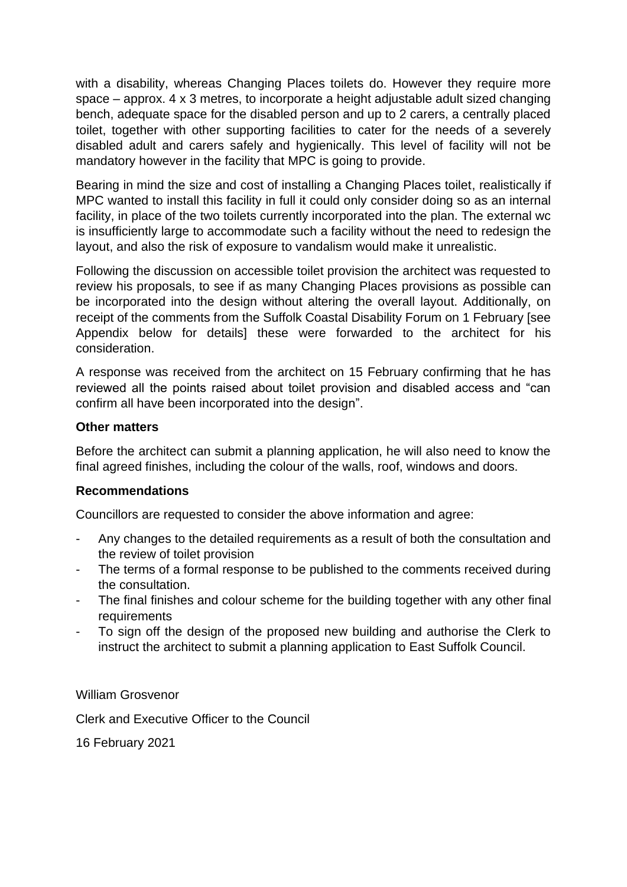with a disability, whereas Changing Places toilets do. However they require more space – approx. 4 x 3 metres, to incorporate a height adjustable adult sized changing bench, adequate space for the disabled person and up to 2 carers, a centrally placed toilet, together with other supporting facilities to cater for the needs of a severely disabled adult and carers safely and hygienically. This level of facility will not be mandatory however in the facility that MPC is going to provide.

Bearing in mind the size and cost of installing a Changing Places toilet, realistically if MPC wanted to install this facility in full it could only consider doing so as an internal facility, in place of the two toilets currently incorporated into the plan. The external wc is insufficiently large to accommodate such a facility without the need to redesign the layout, and also the risk of exposure to vandalism would make it unrealistic.

Following the discussion on accessible toilet provision the architect was requested to review his proposals, to see if as many Changing Places provisions as possible can be incorporated into the design without altering the overall layout. Additionally, on receipt of the comments from the Suffolk Coastal Disability Forum on 1 February [see Appendix below for details] these were forwarded to the architect for his consideration.

A response was received from the architect on 15 February confirming that he has reviewed all the points raised about toilet provision and disabled access and "can confirm all have been incorporated into the design".

**Other matters**

Before the architect can submit a planning application, he will also need to know the final agreed finishes, including the colour of the walls, roof, windows and doors.

**Recommendations**

Councillors are requested to consider the above information and agree:

- Any changes to the detailed requirements as a result of both the consultation and the review of toilet provision
- The terms of a formal response to be published to the comments received during the consultation.
- The final finishes and colour scheme for the building together with any other final requirements
- To sign off the design of the proposed new building and authorise the Clerk to instruct the architect to submit a planning application to East Suffolk Council.

William Grosvenor

Clerk and Executive Officer to the Council

16 February 2021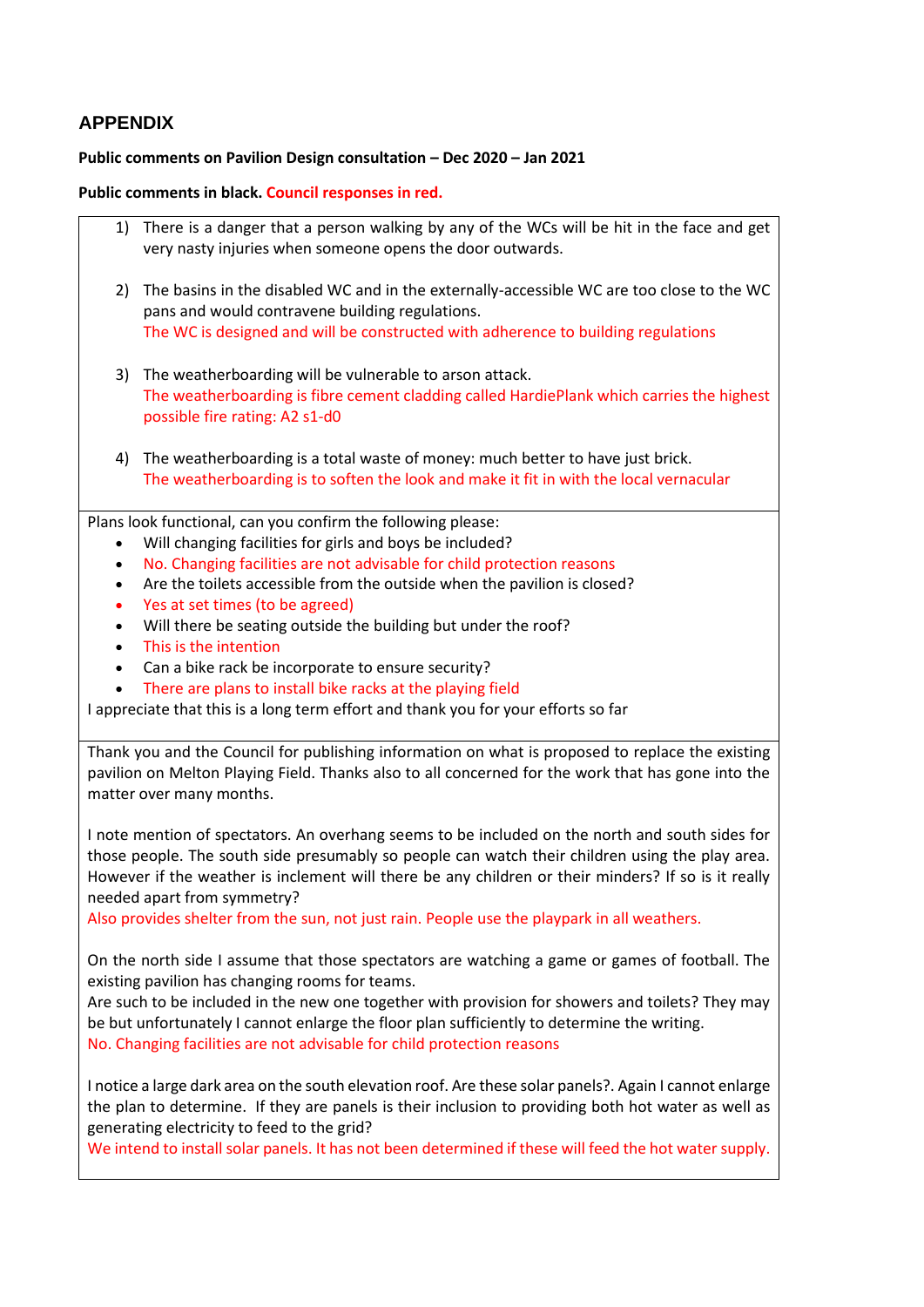## APPENDIX

**Public comments on Pavilion Design consultation – Dec 2020 – Jan 2021**

**Public comments in black. Council responses in red.**

1) There is a danger that a person walking by any of the WCs will be hit in the face and get very nasty injuries when someone opens the door outwards.

2) The basins in the disabled WC and in the externally-accessible WC are too close to the WC pans and would contravene building regulations.
   The WC is designed and will be constructed with adherence to building regulations

3) The weatherboarding will be vulnerable to arson attack.
   The weatherboarding is fibre cement cladding called HardiePlank which carries the highest possible fire rating: A2 s1-d0

4) The weatherboarding is a total waste of money: much better to have just brick.
   The weatherboarding is to soften the look and make it fit in with the local vernacular

---

Plans look functional, can you confirm the following please:

- Will changing facilities for girls and boys be included?
- No. Changing facilities are not advisable for child protection reasons
- Are the toilets accessible from the outside when the pavilion is closed?
- Yes at set times (to be agreed)
- Will there be seating outside the building but under the roof?
- This is the intention
- Can a bike rack be incorporate to ensure security?
- There are plans to install bike racks at the playing field

I appreciate that this is a long term effort and thank you for your efforts so far

---

Thank you and the Council for publishing information on what is proposed to replace the existing pavilion on Melton Playing Field. Thanks also to all concerned for the work that has gone into the matter over many months.

I note mention of spectators. An overhang seems to be included on the north and south sides for those people. The south side presumably so people can watch their children using the play area. However if the weather is inclement will there be any children or their minders? If so is it really needed apart from symmetry?
Also provides shelter from the sun, not just rain. People use the playpark in all weathers.

On the north side I assume that those spectators are watching a game or games of football. The existing pavilion has changing rooms for teams.
Are such to be included in the new one together with provision for showers and toilets? They may be but unfortunately I cannot enlarge the floor plan sufficiently to determine the writing.
No. Changing facilities are not advisable for child protection reasons

I notice a large dark area on the south elevation roof. Are these solar panels?. Again I cannot enlarge the plan to determine. If they are panels is their inclusion to providing both hot water as well as generating electricity to feed to the grid?
We intend to install solar panels. It has not been determined if these will feed the hot water supply.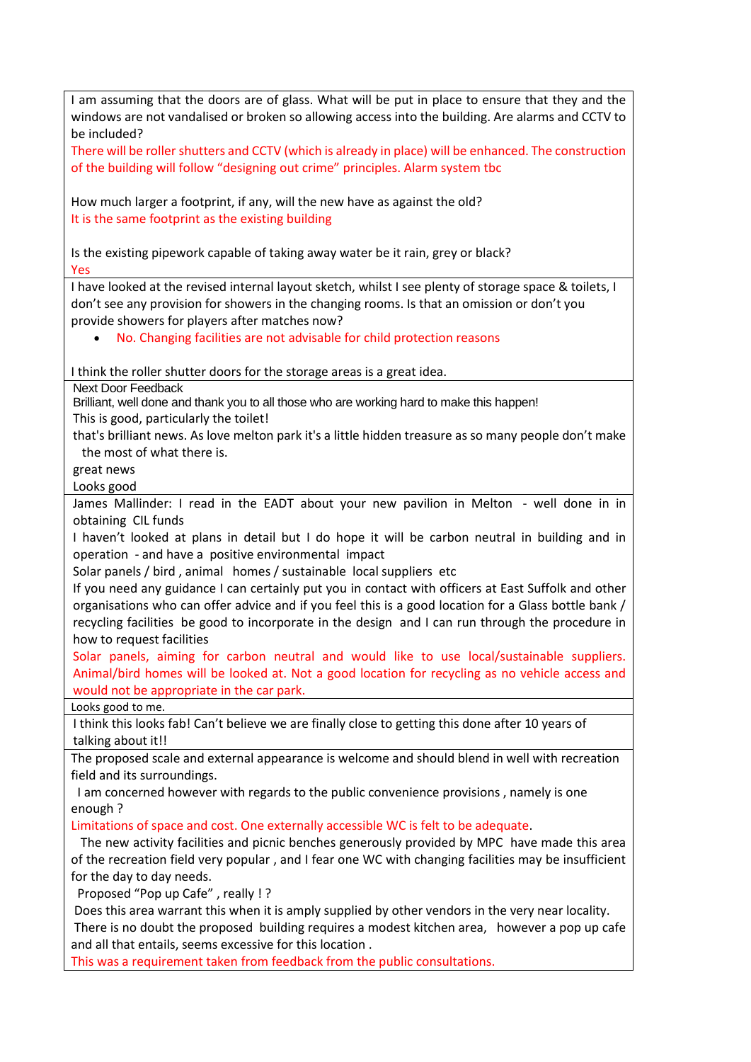| |
|---|
| I am assuming that the doors are of glass. What will be put in place to ensure that they and the windows are not vandalised or broken so allowing access into the building. Are alarms and CCTV to be included?<br>There will be roller shutters and CCTV (which is already in place) will be enhanced. The construction of the building will follow "designing out crime" principles. Alarm system tbc<br><br>How much larger a footprint, if any, will the new have as against the old?<br>It is the same footprint as the existing building<br><br>Is the existing pipework capable of taking away water be it rain, grey or black?<br>Yes |
| I have looked at the revised internal layout sketch, whilst I see plenty of storage space & toilets, I don't see any provision for showers in the changing rooms. Is that an omission or don't you provide showers for players after matches now?<br>• No. Changing facilities are not advisable for child protection reasons<br><br>I think the roller shutter doors for the storage areas is a great idea. |
| Next Door Feedback<br>Brilliant, well done and thank you to all those who are working hard to make this happen!<br>This is good, particularly the toilet!<br>that's brilliant news. As love melton park it's a little hidden treasure as so many people don't make the most of what there is.<br>great news<br>Looks good |
| James Mallinder: I read in the EADT about your new pavilion in Melton - well done in in obtaining CIL funds<br>I haven't looked at plans in detail but I do hope it will be carbon neutral in building and in operation - and have a positive environmental impact<br>Solar panels / bird , animal homes / sustainable local suppliers etc<br>If you need any guidance I can certainly put you in contact with officers at East Suffolk and other organisations who can offer advice and if you feel this is a good location for a Glass bottle bank / recycling facilities be good to incorporate in the design and I can run through the procedure in how to request facilities<br>Solar panels, aiming for carbon neutral and would like to use local/sustainable suppliers. Animal/bird homes will be looked at. Not a good location for recycling as no vehicle access and would not be appropriate in the car park. |
| Looks good to me. |
| I think this looks fab! Can't believe we are finally close to getting this done after 10 years of talking about it!! |
| The proposed scale and external appearance is welcome and should blend in well with recreation field and its surroundings.<br>I am concerned however with regards to the public convenience provisions , namely is one enough ?<br>Limitations of space and cost. One externally accessible WC is felt to be adequate.<br>The new activity facilities and picnic benches generously provided by MPC have made this area of the recreation field very popular , and I fear one WC with changing facilities may be insufficient for the day to day needs.<br>Proposed "Pop up Cafe" , really ! ?<br>Does this area warrant this when it is amply supplied by other vendors in the very near locality.<br>There is no doubt the proposed building requires a modest kitchen area, however a pop up cafe and all that entails, seems excessive for this location .<br>This was a requirement taken from feedback from the public consultations. |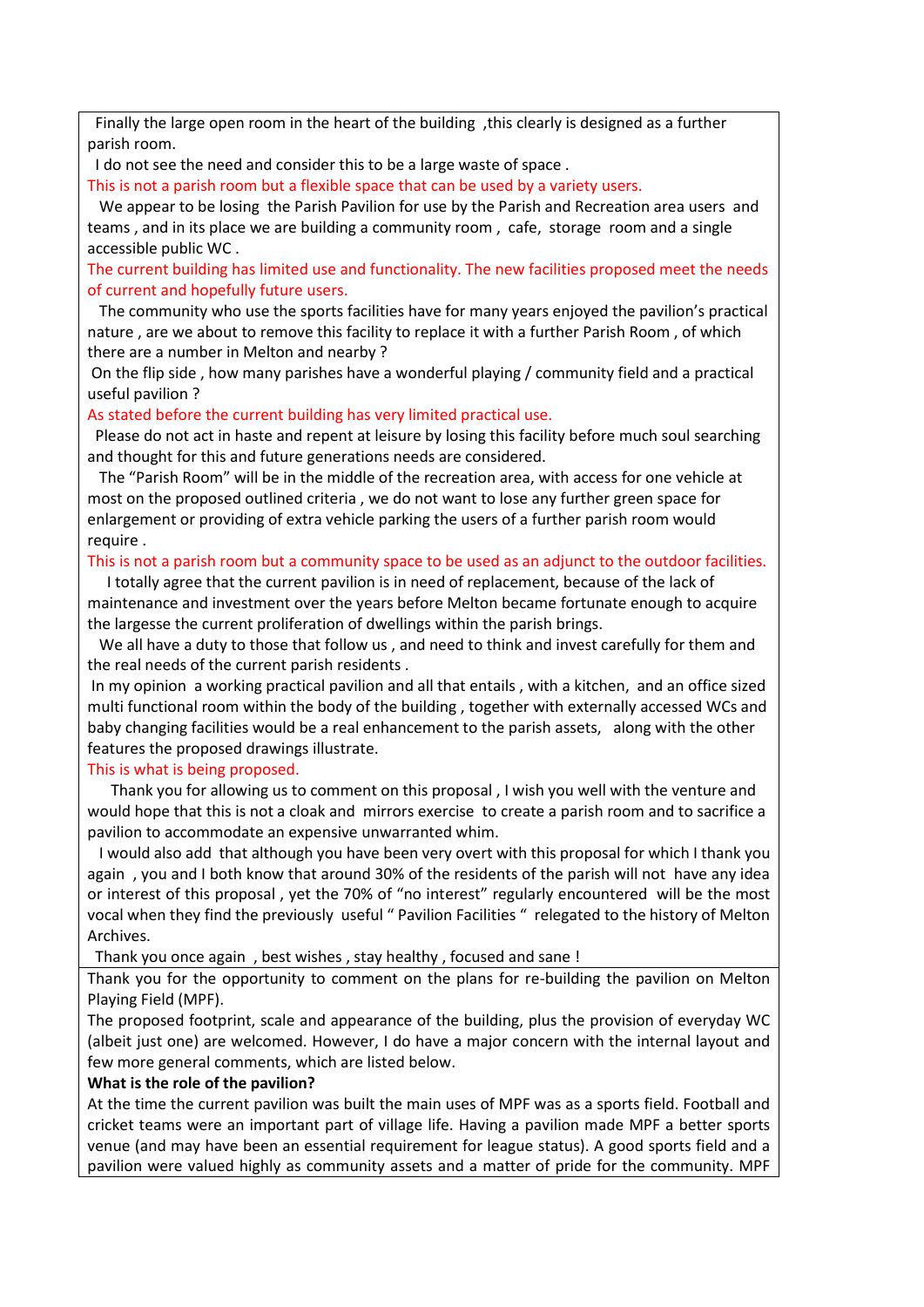Finally the large open room in the heart of the building ,this clearly is designed as a further parish room.

I do not see the need and consider this to be a large waste of space .

This is not a parish room but a flexible space that can be used by a variety users.

We appear to be losing the Parish Pavilion for use by the Parish and Recreation area users and teams , and in its place we are building a community room , cafe, storage room and a single accessible public WC .

The current building has limited use and functionality. The new facilities proposed meet the needs of current and hopefully future users.

The community who use the sports facilities have for many years enjoyed the pavilion's practical nature , are we about to remove this facility to replace it with a further Parish Room , of which there are a number in Melton and nearby ?

On the flip side , how many parishes have a wonderful playing / community field and a practical useful pavilion ?

As stated before the current building has very limited practical use.

Please do not act in haste and repent at leisure by losing this facility before much soul searching and thought for this and future generations needs are considered.

The "Parish Room" will be in the middle of the recreation area, with access for one vehicle at most on the proposed outlined criteria , we do not want to lose any further green space for enlargement or providing of extra vehicle parking the users of a further parish room would require .

This is not a parish room but a community space to be used as an adjunct to the outdoor facilities.

I totally agree that the current pavilion is in need of replacement, because of the lack of maintenance and investment over the years before Melton became fortunate enough to acquire the largesse the current proliferation of dwellings within the parish brings.

We all have a duty to those that follow us , and need to think and invest carefully for them and the real needs of the current parish residents .

In my opinion a working practical pavilion and all that entails , with a kitchen, and an office sized multi functional room within the body of the building , together with externally accessed WCs and baby changing facilities would be a real enhancement to the parish assets, along with the other features the proposed drawings illustrate.

This is what is being proposed.

Thank you for allowing us to comment on this proposal , I wish you well with the venture and would hope that this is not a cloak and mirrors exercise to create a parish room and to sacrifice a pavilion to accommodate an expensive unwarranted whim.

I would also add that although you have been very overt with this proposal for which I thank you again , you and I both know that around 30% of the residents of the parish will not have any idea or interest of this proposal , yet the 70% of "no interest" regularly encountered will be the most vocal when they find the previously useful " Pavilion Facilities " relegated to the history of Melton Archives.

Thank you once again , best wishes , stay healthy , focused and sane !

Thank you for the opportunity to comment on the plans for re-building the pavilion on Melton Playing Field (MPF).

The proposed footprint, scale and appearance of the building, plus the provision of everyday WC (albeit just one) are welcomed. However, I do have a major concern with the internal layout and few more general comments, which are listed below.

**What is the role of the pavilion?**

At the time the current pavilion was built the main uses of MPF was as a sports field. Football and cricket teams were an important part of village life. Having a pavilion made MPF a better sports venue (and may have been an essential requirement for league status). A good sports field and a pavilion were valued highly as community assets and a matter of pride for the community. MPF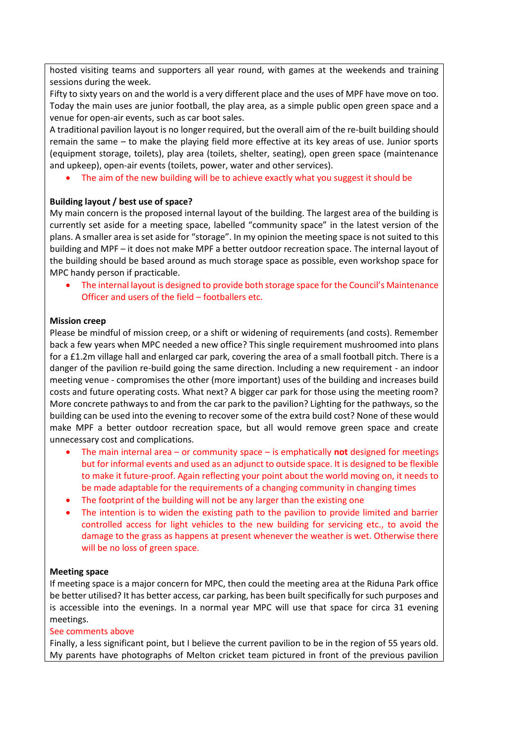hosted visiting teams and supporters all year round, with games at the weekends and training sessions during the week.

Fifty to sixty years on and the world is a very different place and the uses of MPF have move on too. Today the main uses are junior football, the play area, as a simple public open green space and a venue for open-air events, such as car boot sales.

A traditional pavilion layout is no longer required, but the overall aim of the re-built building should remain the same – to make the playing field more effective at its key areas of use. Junior sports (equipment storage, toilets), play area (toilets, shelter, seating), open green space (maintenance and upkeep), open-air events (toilets, power, water and other services).

- The aim of the new building will be to achieve exactly what you suggest it should be

**Building layout / best use of space?**

My main concern is the proposed internal layout of the building. The largest area of the building is currently set aside for a meeting space, labelled "community space" in the latest version of the plans. A smaller area is set aside for "storage". In my opinion the meeting space is not suited to this building and MPF – it does not make MPF a better outdoor recreation space. The internal layout of the building should be based around as much storage space as possible, even workshop space for MPC handy person if practicable.

- The internal layout is designed to provide both storage space for the Council's Maintenance Officer and users of the field – footballers etc.

**Mission creep**

Please be mindful of mission creep, or a shift or widening of requirements (and costs). Remember back a few years when MPC needed a new office? This single requirement mushroomed into plans for a £1.2m village hall and enlarged car park, covering the area of a small football pitch. There is a danger of the pavilion re-build going the same direction. Including a new requirement - an indoor meeting venue - compromises the other (more important) uses of the building and increases build costs and future operating costs. What next? A bigger car park for those using the meeting room? More concrete pathways to and from the car park to the pavilion? Lighting for the pathways, so the building can be used into the evening to recover some of the extra build cost? None of these would make MPF a better outdoor recreation space, but all would remove green space and create unnecessary cost and complications.

- The main internal area – or community space – is emphatically **not** designed for meetings but for informal events and used as an adjunct to outside space. It is designed to be flexible to make it future-proof. Again reflecting your point about the world moving on, it needs to be made adaptable for the requirements of a changing community in changing times
- The footprint of the building will not be any larger than the existing one
- The intention is to widen the existing path to the pavilion to provide limited and barrier controlled access for light vehicles to the new building for servicing etc., to avoid the damage to the grass as happens at present whenever the weather is wet. Otherwise there will be no loss of green space.

**Meeting space**

If meeting space is a major concern for MPC, then could the meeting area at the Riduna Park office be better utilised? It has better access, car parking, has been built specifically for such purposes and is accessible into the evenings. In a normal year MPC will use that space for circa 31 evening meetings.

See comments above

Finally, a less significant point, but I believe the current pavilion to be in the region of 55 years old. My parents have photographs of Melton cricket team pictured in front of the previous pavilion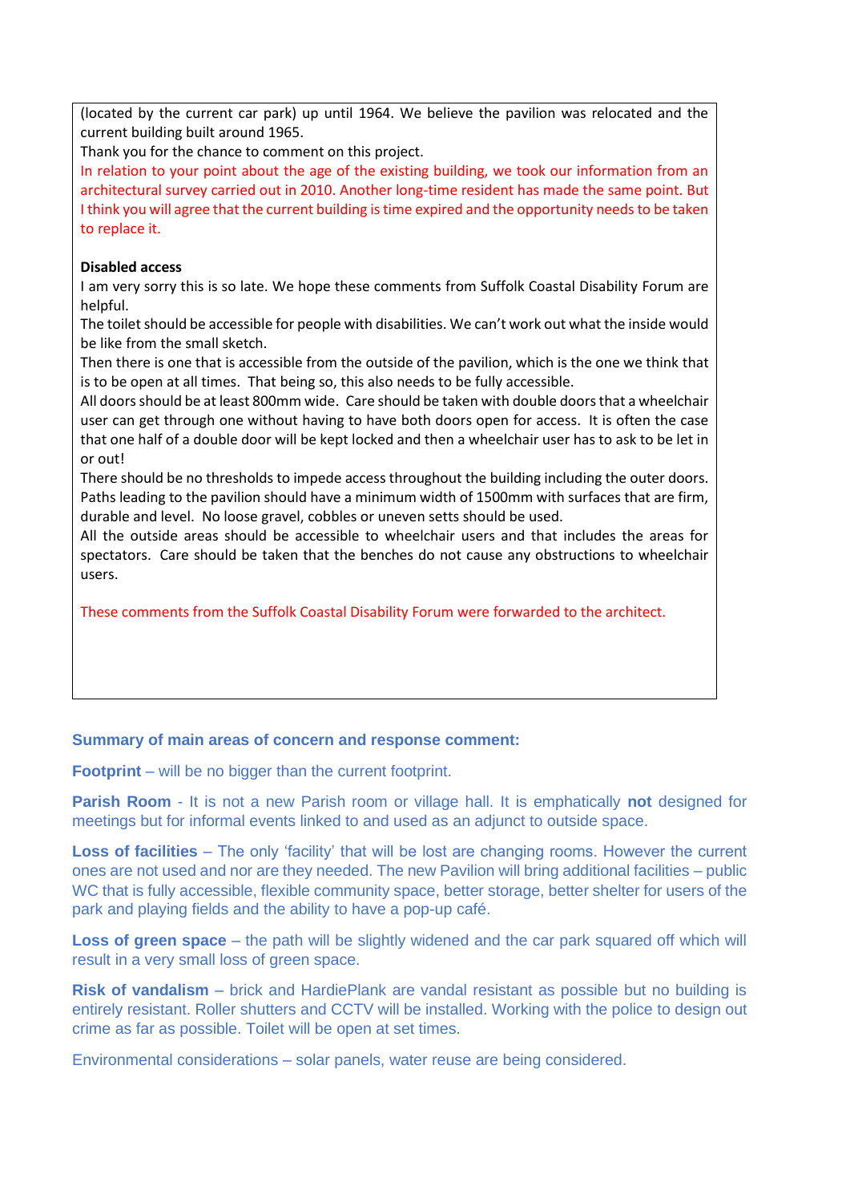(located by the current car park) up until 1964. We believe the pavilion was relocated and the current building built around 1965.

Thank you for the chance to comment on this project.

In relation to your point about the age of the existing building, we took our information from an architectural survey carried out in 2010. Another long-time resident has made the same point. But I think you will agree that the current building is time expired and the opportunity needs to be taken to replace it.

**Disabled access**

I am very sorry this is so late. We hope these comments from Suffolk Coastal Disability Forum are helpful.

The toilet should be accessible for people with disabilities. We can't work out what the inside would be like from the small sketch.

Then there is one that is accessible from the outside of the pavilion, which is the one we think that is to be open at all times. That being so, this also needs to be fully accessible.

All doors should be at least 800mm wide. Care should be taken with double doors that a wheelchair user can get through one without having to have both doors open for access. It is often the case that one half of a double door will be kept locked and then a wheelchair user has to ask to be let in or out!

There should be no thresholds to impede access throughout the building including the outer doors. Paths leading to the pavilion should have a minimum width of 1500mm with surfaces that are firm, durable and level. No loose gravel, cobbles or uneven setts should be used.

All the outside areas should be accessible to wheelchair users and that includes the areas for spectators. Care should be taken that the benches do not cause any obstructions to wheelchair users.

These comments from the Suffolk Coastal Disability Forum were forwarded to the architect.

**Summary of main areas of concern and response comment:**

**Footprint** – will be no bigger than the current footprint.

**Parish Room** - It is not a new Parish room or village hall. It is emphatically **not** designed for meetings but for informal events linked to and used as an adjunct to outside space.

**Loss of facilities** – The only 'facility' that will be lost are changing rooms. However the current ones are not used and nor are they needed. The new Pavilion will bring additional facilities – public WC that is fully accessible, flexible community space, better storage, better shelter for users of the park and playing fields and the ability to have a pop-up café.

**Loss of green space** – the path will be slightly widened and the car park squared off which will result in a very small loss of green space.

**Risk of vandalism** – brick and HardiePlank are vandal resistant as possible but no building is entirely resistant. Roller shutters and CCTV will be installed. Working with the police to design out crime as far as possible. Toilet will be open at set times.

Environmental considerations – solar panels, water reuse are being considered.